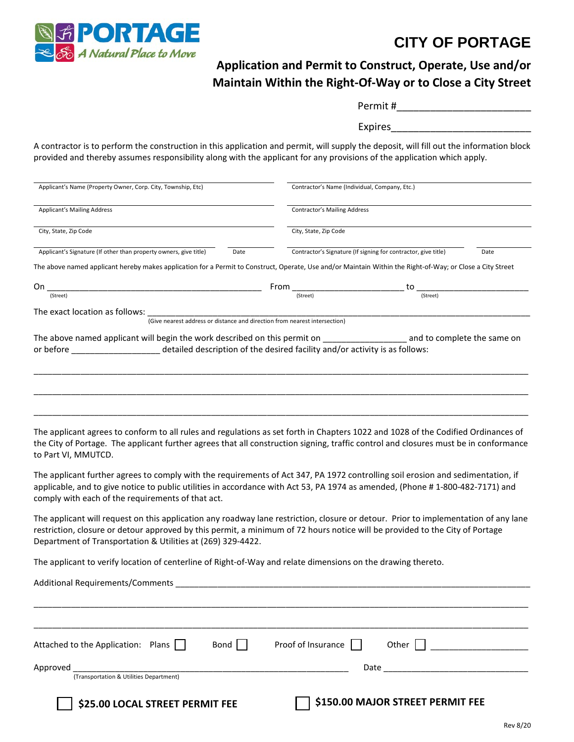PORTAGE
A Natural Place to Move

# CITY OF PORTAGE

## Application and Permit to Construct, Operate, Use and/or Maintain Within the Right-Of-Way or to Close a City Street

Permit #________________________

Expires_________________________

A contractor is to perform the construction in this application and permit, will supply the deposit, will fill out the information block provided and thereby assumes responsibility along with the applicant for any provisions of the application which apply.

| | |
|---|---|
| Applicant's Name (Property Owner, Corp. City, Township, Etc) | Contractor's Name (Individual, Company, Etc.) |
| Applicant's Mailing Address | Contractor's Mailing Address |
| City, State, Zip Code | City, State, Zip Code |
| Applicant's Signature (If other than property owners, give title) Date | Contractor's Signature (If signing for contractor, give title) Date |

The above named applicant hereby makes application for a Permit to Construct, Operate, Use and/or Maintain Within the Right-of-Way; or Close a City Street

On ______________________________ From ______________________ to ______________________
(Street) (Street) (Street)

The exact location as follows: ____________________________________________________________
(Give nearest address or distance and direction from nearest intersection)

The above named applicant will begin the work described on this permit on _________________ and to complete the same on or before __________________ detailed description of the desired facility and/or activity is as follows:

___________________________________________________________________________________________

___________________________________________________________________________________________

___________________________________________________________________________________________

The applicant agrees to conform to all rules and regulations as set forth in Chapters 1022 and 1028 of the Codified Ordinances of the City of Portage. The applicant further agrees that all construction signing, traffic control and closures must be in conformance to Part VI, MMUTCD.

The applicant further agrees to comply with the requirements of Act 347, PA 1972 controlling soil erosion and sedimentation, if applicable, and to give notice to public utilities in accordance with Act 53, PA 1974 as amended, (Phone # 1-800-482-7171) and comply with each of the requirements of that act.

The applicant will request on this application any roadway lane restriction, closure or detour. Prior to implementation of any lane restriction, closure or detour approved by this permit, a minimum of 72 hours notice will be provided to the City of Portage Department of Transportation & Utilities at (269) 329-4422.

The applicant to verify location of centerline of Right-of-Way and relate dimensions on the drawing thereto.

Additional Requirements/Comments ____________________________________________________________

___________________________________________________________________________________________

___________________________________________________________________________________________

Attached to the Application: Plans ☐ Bond ☐ Proof of Insurance ☐ Other ☐ ____________________

Approved _______________________________________________ Date ___________________________
(Transportation & Utilities Department)

☐ **$25.00 LOCAL STREET PERMIT FEE** ☐ **$150.00 MAJOR STREET PERMIT FEE**

Rev 8/20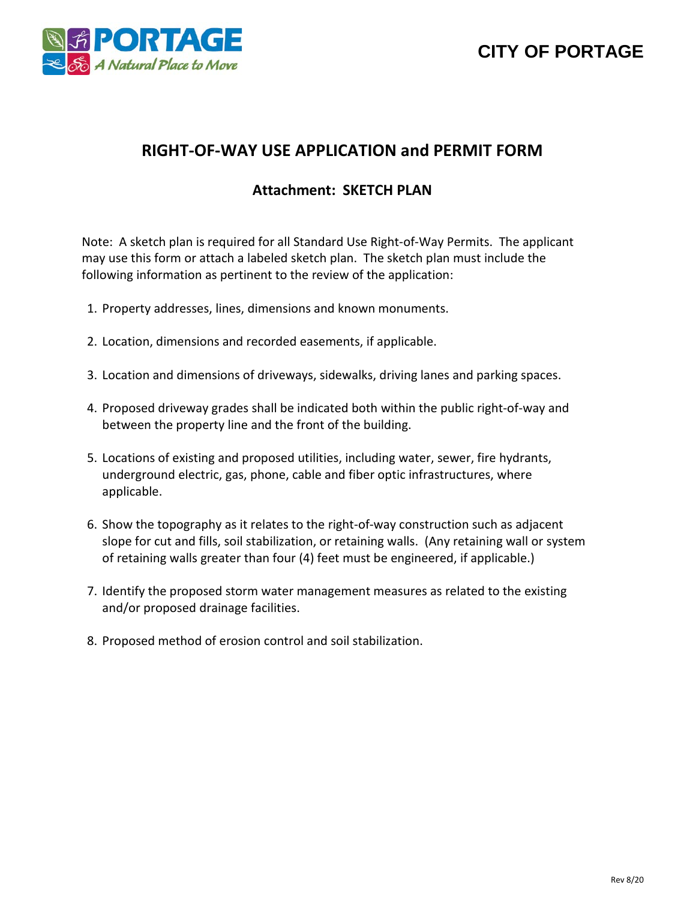**CITY OF PORTAGE**

# RIGHT-OF-WAY USE APPLICATION and PERMIT FORM

## Attachment: SKETCH PLAN

Note: A sketch plan is required for all Standard Use Right-of-Way Permits. The applicant may use this form or attach a labeled sketch plan. The sketch plan must include the following information as pertinent to the review of the application:

1. Property addresses, lines, dimensions and known monuments.
2. Location, dimensions and recorded easements, if applicable.
3. Location and dimensions of driveways, sidewalks, driving lanes and parking spaces.
4. Proposed driveway grades shall be indicated both within the public right-of-way and between the property line and the front of the building.
5. Locations of existing and proposed utilities, including water, sewer, fire hydrants, underground electric, gas, phone, cable and fiber optic infrastructures, where applicable.
6. Show the topography as it relates to the right-of-way construction such as adjacent slope for cut and fills, soil stabilization, or retaining walls. (Any retaining wall or system of retaining walls greater than four (4) feet must be engineered, if applicable.)
7. Identify the proposed storm water management measures as related to the existing and/or proposed drainage facilities.
8. Proposed method of erosion control and soil stabilization.

Rev 8/20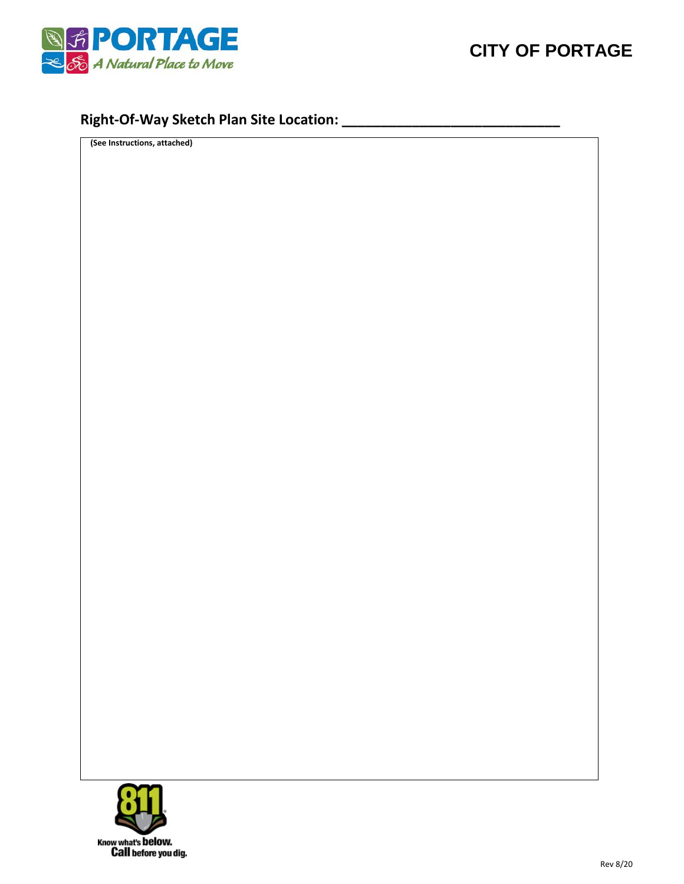CITY OF PORTAGE

## Right-Of-Way Sketch Plan Site Location: ___________________________

**(See Instructions, attached)**

Know what's **below.**
**Call** before you dig.

Rev 8/20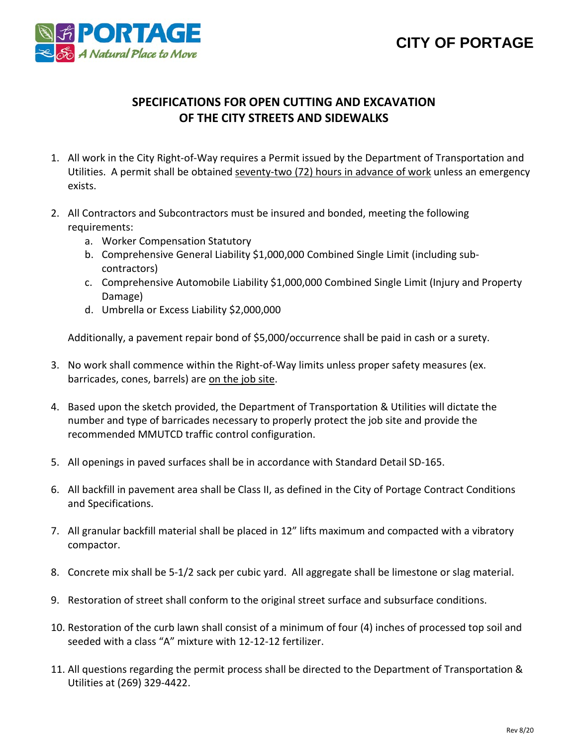CITY OF PORTAGE

## SPECIFICATIONS FOR OPEN CUTTING AND EXCAVATION OF THE CITY STREETS AND SIDEWALKS

1. All work in the City Right-of-Way requires a Permit issued by the Department of Transportation and Utilities. A permit shall be obtained seventy-two (72) hours in advance of work unless an emergency exists.

2. All Contractors and Subcontractors must be insured and bonded, meeting the following requirements:
   a. Worker Compensation Statutory
   b. Comprehensive General Liability $1,000,000 Combined Single Limit (including sub-contractors)
   c. Comprehensive Automobile Liability $1,000,000 Combined Single Limit (Injury and Property Damage)
   d. Umbrella or Excess Liability $2,000,000

   Additionally, a pavement repair bond of $5,000/occurrence shall be paid in cash or a surety.

3. No work shall commence within the Right-of-Way limits unless proper safety measures (ex. barricades, cones, barrels) are on the job site.

4. Based upon the sketch provided, the Department of Transportation & Utilities will dictate the number and type of barricades necessary to properly protect the job site and provide the recommended MMUTCD traffic control configuration.

5. All openings in paved surfaces shall be in accordance with Standard Detail SD-165.

6. All backfill in pavement area shall be Class II, as defined in the City of Portage Contract Conditions and Specifications.

7. All granular backfill material shall be placed in 12" lifts maximum and compacted with a vibratory compactor.

8. Concrete mix shall be 5-1/2 sack per cubic yard. All aggregate shall be limestone or slag material.

9. Restoration of street shall conform to the original street surface and subsurface conditions.

10. Restoration of the curb lawn shall consist of a minimum of four (4) inches of processed top soil and seeded with a class "A" mixture with 12-12-12 fertilizer.

11. All questions regarding the permit process shall be directed to the Department of Transportation & Utilities at (269) 329-4422.

Rev 8/20